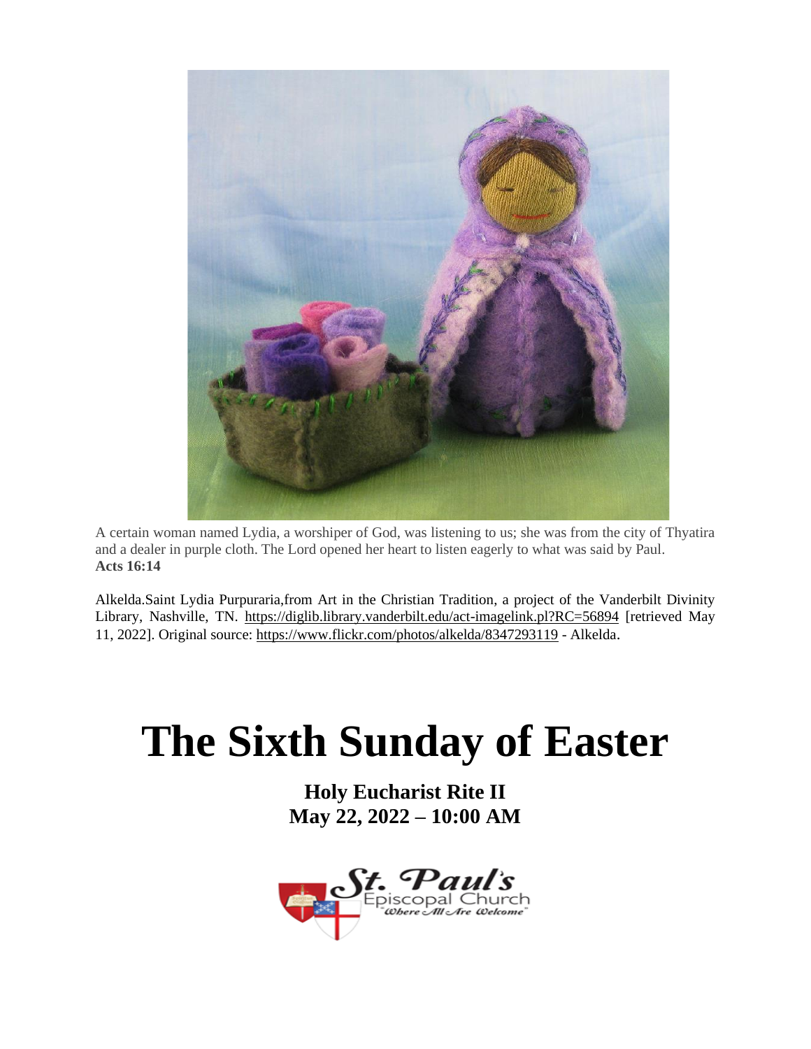A certain woman named Lydia, a worshiper of God, was listening to us; she was from the city of Thyatira and a dealer in purple cloth. The Lord opened her heart to listen eagerly to what was said by Paul.
**Acts 16:14**

Alkelda.Saint Lydia Purpuraria,from Art in the Christian Tradition, a project of the Vanderbilt Divinity Library, Nashville, TN. https://diglib.library.vanderbilt.edu/act-imagelink.pl?RC=56894 [retrieved May 11, 2022]. Original source: https://www.flickr.com/photos/alkelda/8347293119 - Alkelda.

# The Sixth Sunday of Easter

**Holy Eucharist Rite II**
**May 22, 2022 – 10:00 AM**

St. Paul's Episcopal Church
"Where All Are Welcome"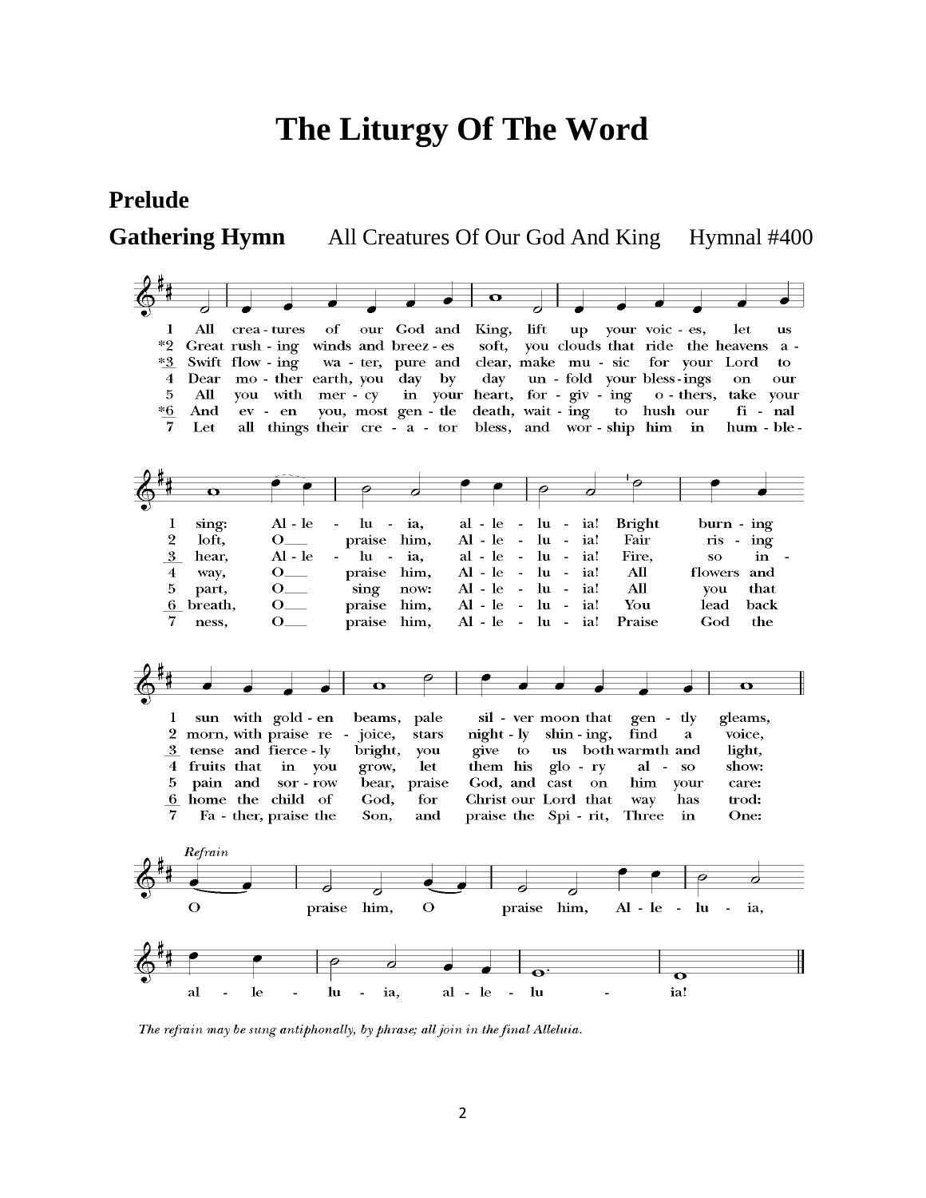# The Liturgy Of The Word

**Prelude**

**Gathering Hymn** All Creatures Of Our God And King Hymnal #400

1 All crea - tures of our God and King, lift up your voic - es, let us sing: Al - le - lu - ia, al - le - lu - ia! Bright burn - ing sun with gold - en beams, pale sil - ver moon that gen - tly gleams,

*2 Great rush - ing winds and breez - es soft, you clouds that ride the heavens a - loft, O___ praise him, Al - le - lu - ia! Fair ris - ing morn, with praise re - joice, stars night - ly shin - ing, find a voice,

*3 Swift flow - ing wa - ter, pure and clear, make mu - sic for your Lord to hear, Al - le - lu - ia, al - le - lu - ia! Fire, so in - tense and fierce - ly bright, you give to us both warmth and light,

4 Dear mo - ther earth, you day by day un - fold your bless - ings on our way, O___ praise him, Al - le - lu - ia! All flowers and fruits that in you grow, let them his glo - ry al - so show:

5 All you with mer - cy in your heart, for - giv - ing o - thers, take your part, O___ sing now: Al - le - lu - ia! All you that pain and sor - row bear, praise God, and cast on him your care:

*6 And ev - en you, most gen - tle death, wait - ing to hush our fi - nal breath, O___ praise him, Al - le - lu - ia! You lead back home the child of God, for Christ our Lord that way has trod:

7 Let all things their cre - a - tor bless, and wor - ship him in hum - ble - ness, O___ praise him, Al - le - lu - ia! Praise God the Fa - ther, praise the Son, and praise the Spi - rit, Three in One:

*Refrain*

O praise him, O praise him, Al - le - lu - ia, al - le - lu - ia, al - le - lu - ia!

*The refrain may be sung antiphonally, by phrase; all join in the final Alleluia.*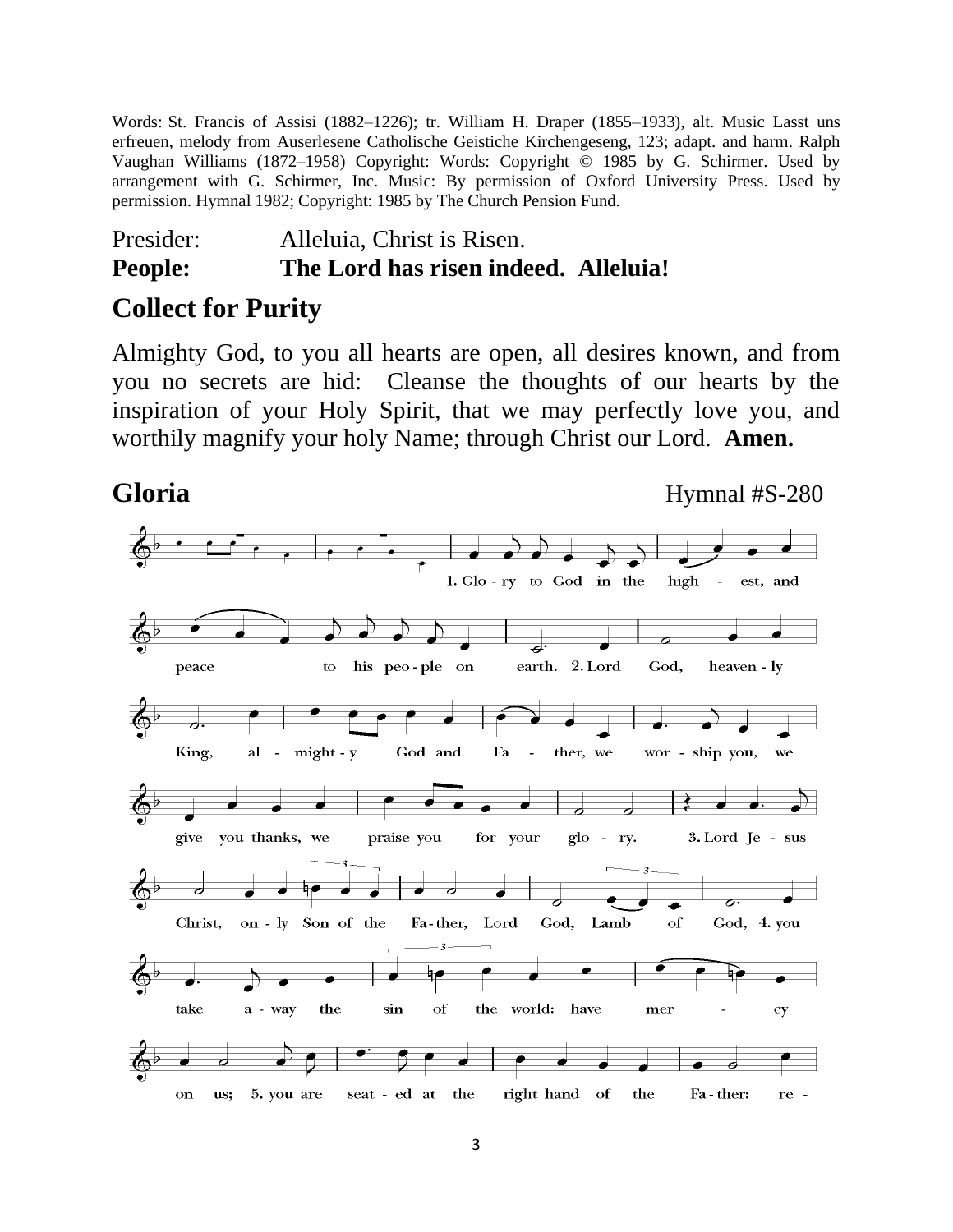Words: St. Francis of Assisi (1882–1226); tr. William H. Draper (1855–1933), alt. Music Lasst uns erfreuen, melody from Auserlesene Catholische Geistiche Kirchengeseng, 123; adapt. and harm. Ralph Vaughan Williams (1872–1958) Copyright: Words: Copyright © 1985 by G. Schirmer. Used by arrangement with G. Schirmer, Inc. Music: By permission of Oxford University Press. Used by permission. Hymnal 1982; Copyright: 1985 by The Church Pension Fund.

Presider: Alleluia, Christ is Risen.
**People: The Lord has risen indeed. Alleluia!**

## Collect for Purity

Almighty God, to you all hearts are open, all desires known, and from you no secrets are hid: Cleanse the thoughts of our hearts by the inspiration of your Holy Spirit, that we may perfectly love you, and worthily magnify your holy Name; through Christ our Lord. **Amen.**

## Gloria

Hymnal #S-280

1. Glo - ry to God in the high - est, and peace to his peo - ple on earth. 2. Lord God, heaven - ly King, al - might - y God and Fa - ther, we wor - ship you, we give you thanks, we praise you for your glo - ry. 3. Lord Je - sus Christ, on - ly Son of the Fa - ther, Lord God, Lamb of God, 4. you take a - way the sin of the world: have mer - cy on us; 5. you are seat - ed at the right hand of the Fa - ther: re -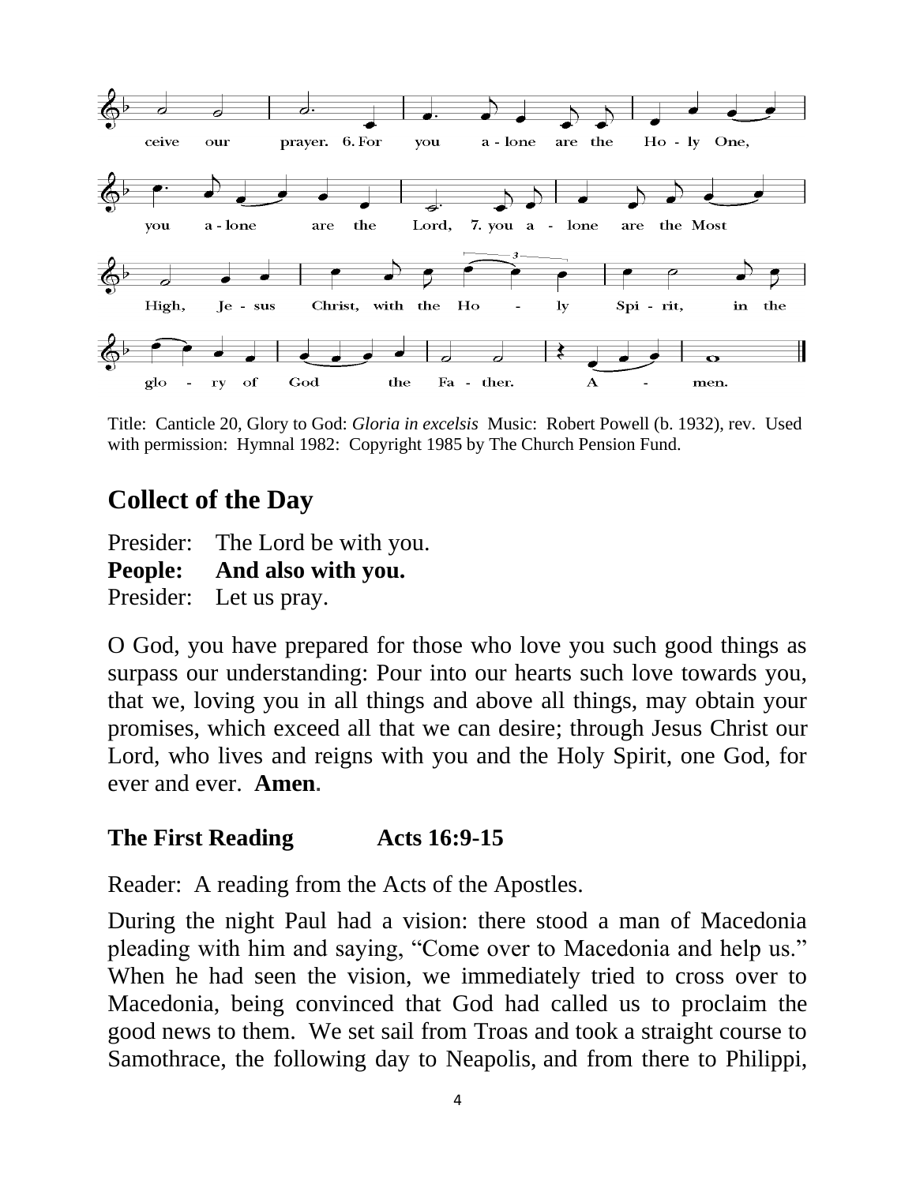ceive our prayer. 6. For you a - lone are the Ho - ly One,

you a - lone are the Lord, 7. you a - lone are the Most

High, Je - sus Christ, with the Ho - ly Spi - rit, in the

glo - ry of God the Fa - ther. A - men.

Title: Canticle 20, Glory to God: *Gloria in excelsis* Music: Robert Powell (b. 1932), rev. Used with permission: Hymnal 1982: Copyright 1985 by The Church Pension Fund.

## Collect of the Day

Presider: The Lord be with you.
**People: And also with you.**
Presider: Let us pray.

O God, you have prepared for those who love you such good things as surpass our understanding: Pour into our hearts such love towards you, that we, loving you in all things and above all things, may obtain your promises, which exceed all that we can desire; through Jesus Christ our Lord, who lives and reigns with you and the Holy Spirit, one God, for ever and ever. **Amen**.

### The First Reading Acts 16:9-15

Reader: A reading from the Acts of the Apostles.

During the night Paul had a vision: there stood a man of Macedonia pleading with him and saying, "Come over to Macedonia and help us." When he had seen the vision, we immediately tried to cross over to Macedonia, being convinced that God had called us to proclaim the good news to them. We set sail from Troas and took a straight course to Samothrace, the following day to Neapolis, and from there to Philippi,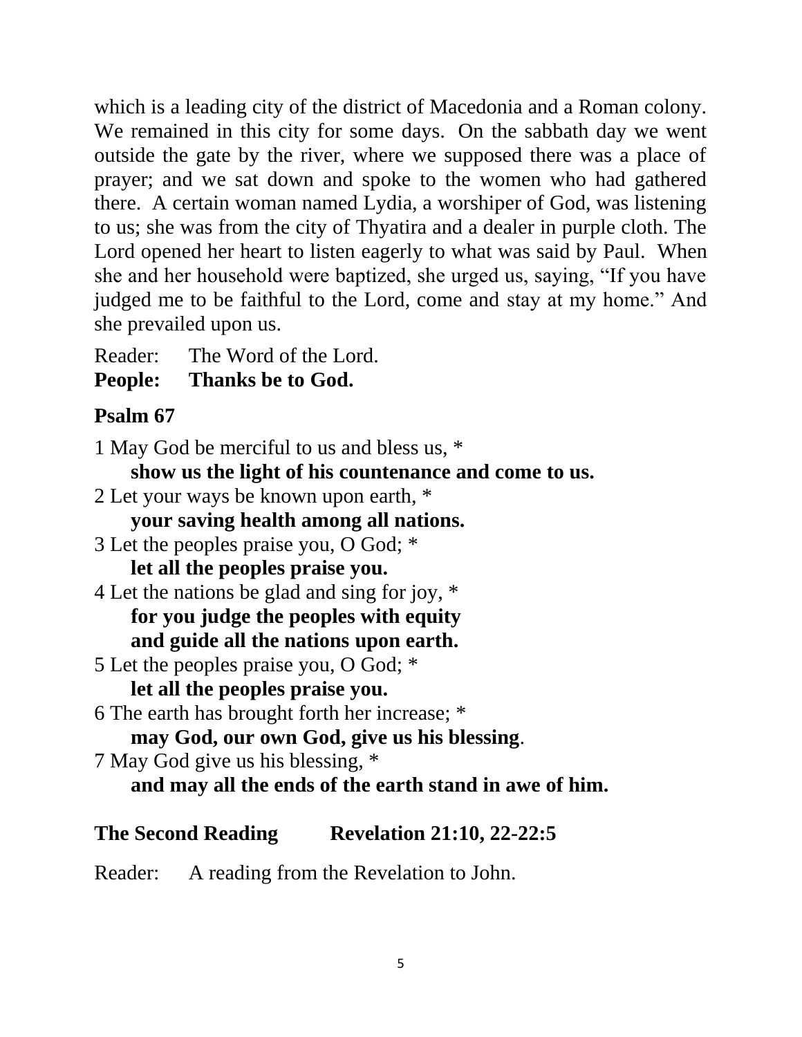which is a leading city of the district of Macedonia and a Roman colony. We remained in this city for some days. On the sabbath day we went outside the gate by the river, where we supposed there was a place of prayer; and we sat down and spoke to the women who had gathered there. A certain woman named Lydia, a worshiper of God, was listening to us; she was from the city of Thyatira and a dealer in purple cloth. The Lord opened her heart to listen eagerly to what was said by Paul. When she and her household were baptized, she urged us, saying, "If you have judged me to be faithful to the Lord, come and stay at my home." And she prevailed upon us.

Reader: The Word of the Lord.
**People: Thanks be to God.**

## Psalm 67

1 May God be merciful to us and bless us, *
**show us the light of his countenance and come to us.**
2 Let your ways be known upon earth, *
**your saving health among all nations.**
3 Let the peoples praise you, O God; *
**let all the peoples praise you.**
4 Let the nations be glad and sing for joy, *
**for you judge the peoples with equity**
**and guide all the nations upon earth.**
5 Let the peoples praise you, O God; *
**let all the peoples praise you.**
6 The earth has brought forth her increase; *
**may God, our own God, give us his blessing.**
7 May God give us his blessing, *
**and may all the ends of the earth stand in awe of him.**

## The Second Reading Revelation 21:10, 22-22:5

Reader: A reading from the Revelation to John.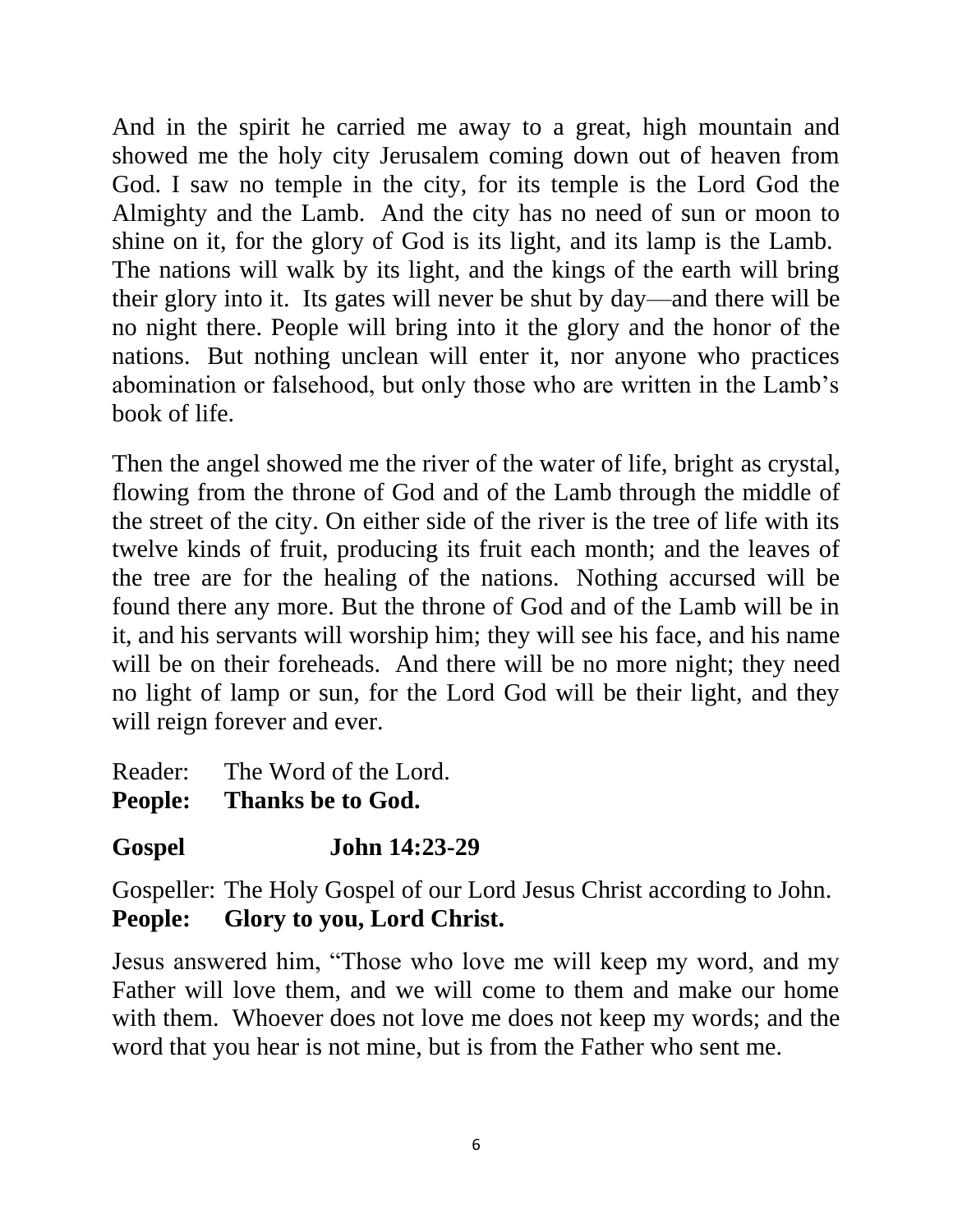And in the spirit he carried me away to a great, high mountain and showed me the holy city Jerusalem coming down out of heaven from God. I saw no temple in the city, for its temple is the Lord God the Almighty and the Lamb. And the city has no need of sun or moon to shine on it, for the glory of God is its light, and its lamp is the Lamb. The nations will walk by its light, and the kings of the earth will bring their glory into it. Its gates will never be shut by day—and there will be no night there. People will bring into it the glory and the honor of the nations. But nothing unclean will enter it, nor anyone who practices abomination or falsehood, but only those who are written in the Lamb's book of life.

Then the angel showed me the river of the water of life, bright as crystal, flowing from the throne of God and of the Lamb through the middle of the street of the city. On either side of the river is the tree of life with its twelve kinds of fruit, producing its fruit each month; and the leaves of the tree are for the healing of the nations. Nothing accursed will be found there any more. But the throne of God and of the Lamb will be in it, and his servants will worship him; they will see his face, and his name will be on their foreheads. And there will be no more night; they need no light of lamp or sun, for the Lord God will be their light, and they will reign forever and ever.

Reader: The Word of the Lord.
**People: Thanks be to God.**

**Gospel John 14:23-29**

Gospeller: The Holy Gospel of our Lord Jesus Christ according to John.
**People: Glory to you, Lord Christ.**

Jesus answered him, "Those who love me will keep my word, and my Father will love them, and we will come to them and make our home with them. Whoever does not love me does not keep my words; and the word that you hear is not mine, but is from the Father who sent me.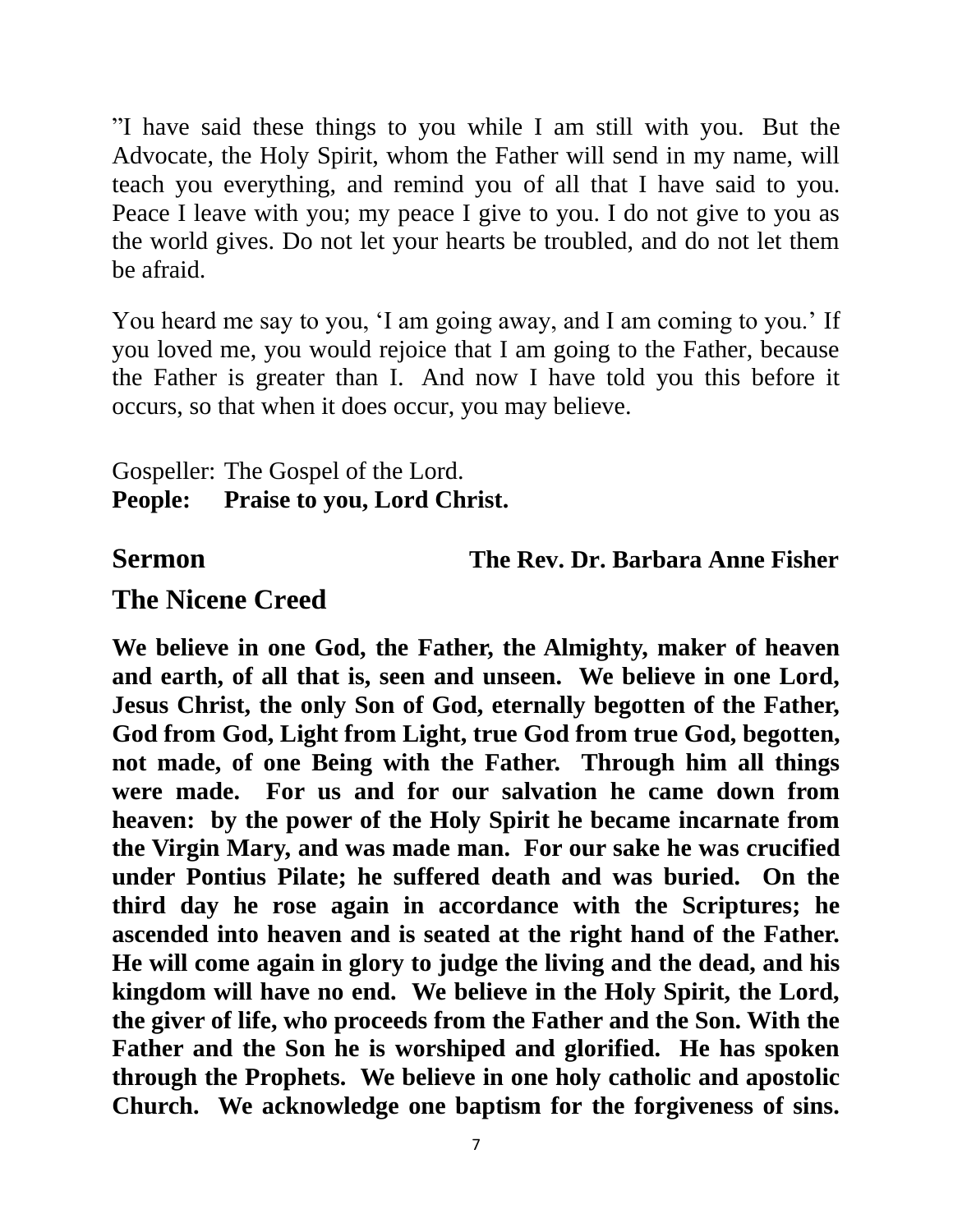"I have said these things to you while I am still with you. But the Advocate, the Holy Spirit, whom the Father will send in my name, will teach you everything, and remind you of all that I have said to you. Peace I leave with you; my peace I give to you. I do not give to you as the world gives. Do not let your hearts be troubled, and do not let them be afraid.

You heard me say to you, 'I am going away, and I am coming to you.' If you loved me, you would rejoice that I am going to the Father, because the Father is greater than I. And now I have told you this before it occurs, so that when it does occur, you may believe.

Gospeller: The Gospel of the Lord.
**People: Praise to you, Lord Christ.**

## Sermon — The Rev. Dr. Barbara Anne Fisher

## The Nicene Creed

**We believe in one God, the Father, the Almighty, maker of heaven and earth, of all that is, seen and unseen. We believe in one Lord, Jesus Christ, the only Son of God, eternally begotten of the Father, God from God, Light from Light, true God from true God, begotten, not made, of one Being with the Father. Through him all things were made. For us and for our salvation he came down from heaven: by the power of the Holy Spirit he became incarnate from the Virgin Mary, and was made man. For our sake he was crucified under Pontius Pilate; he suffered death and was buried. On the third day he rose again in accordance with the Scriptures; he ascended into heaven and is seated at the right hand of the Father. He will come again in glory to judge the living and the dead, and his kingdom will have no end. We believe in the Holy Spirit, the Lord, the giver of life, who proceeds from the Father and the Son. With the Father and the Son he is worshiped and glorified. He has spoken through the Prophets. We believe in one holy catholic and apostolic Church. We acknowledge one baptism for the forgiveness of sins.**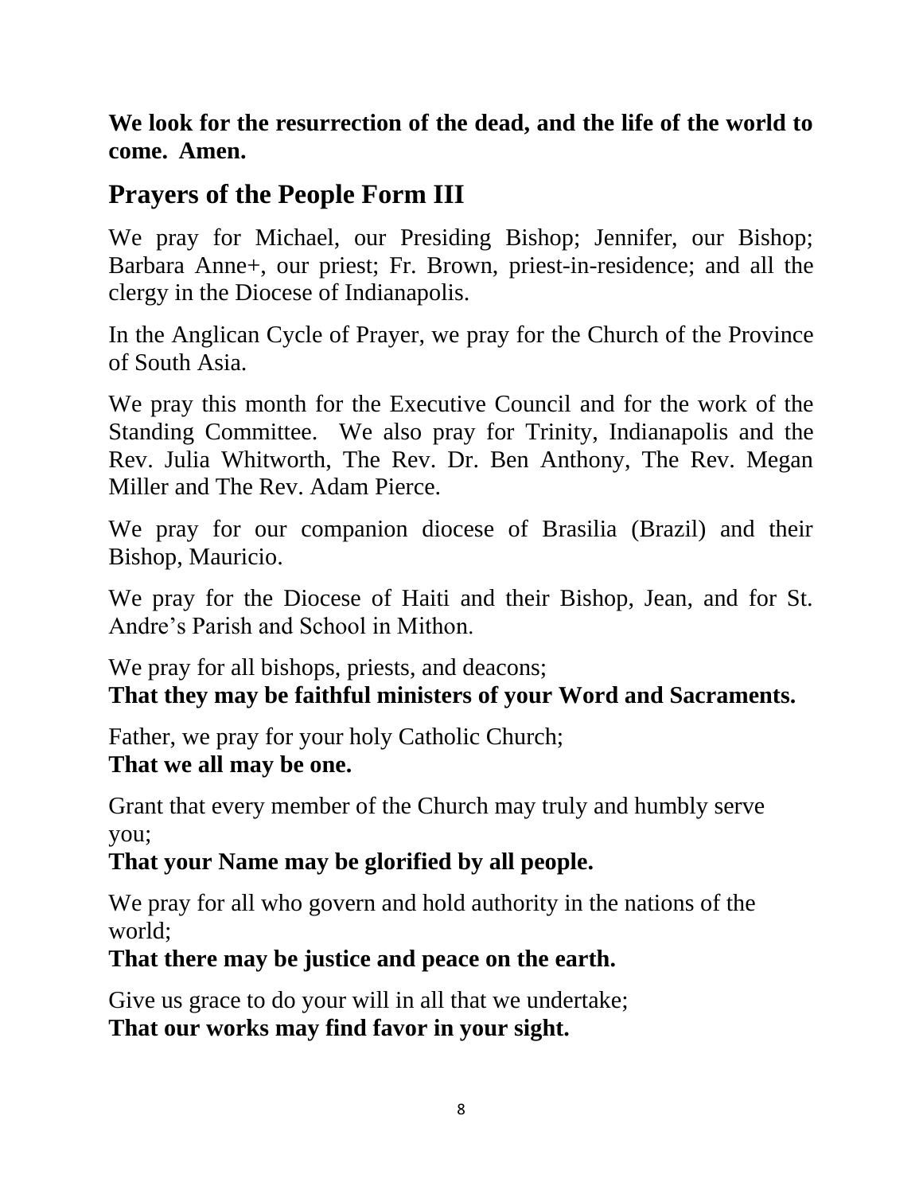**We look for the resurrection of the dead, and the life of the world to come. Amen.**

## Prayers of the People Form III

We pray for Michael, our Presiding Bishop; Jennifer, our Bishop; Barbara Anne+, our priest; Fr. Brown, priest-in-residence; and all the clergy in the Diocese of Indianapolis.

In the Anglican Cycle of Prayer, we pray for the Church of the Province of South Asia.

We pray this month for the Executive Council and for the work of the Standing Committee. We also pray for Trinity, Indianapolis and the Rev. Julia Whitworth, The Rev. Dr. Ben Anthony, The Rev. Megan Miller and The Rev. Adam Pierce.

We pray for our companion diocese of Brasilia (Brazil) and their Bishop, Mauricio.

We pray for the Diocese of Haiti and their Bishop, Jean, and for St. Andre's Parish and School in Mithon.

We pray for all bishops, priests, and deacons;
**That they may be faithful ministers of your Word and Sacraments.**

Father, we pray for your holy Catholic Church;
**That we all may be one.**

Grant that every member of the Church may truly and humbly serve you;
**That your Name may be glorified by all people.**

We pray for all who govern and hold authority in the nations of the world;
**That there may be justice and peace on the earth.**

Give us grace to do your will in all that we undertake;
**That our works may find favor in your sight.**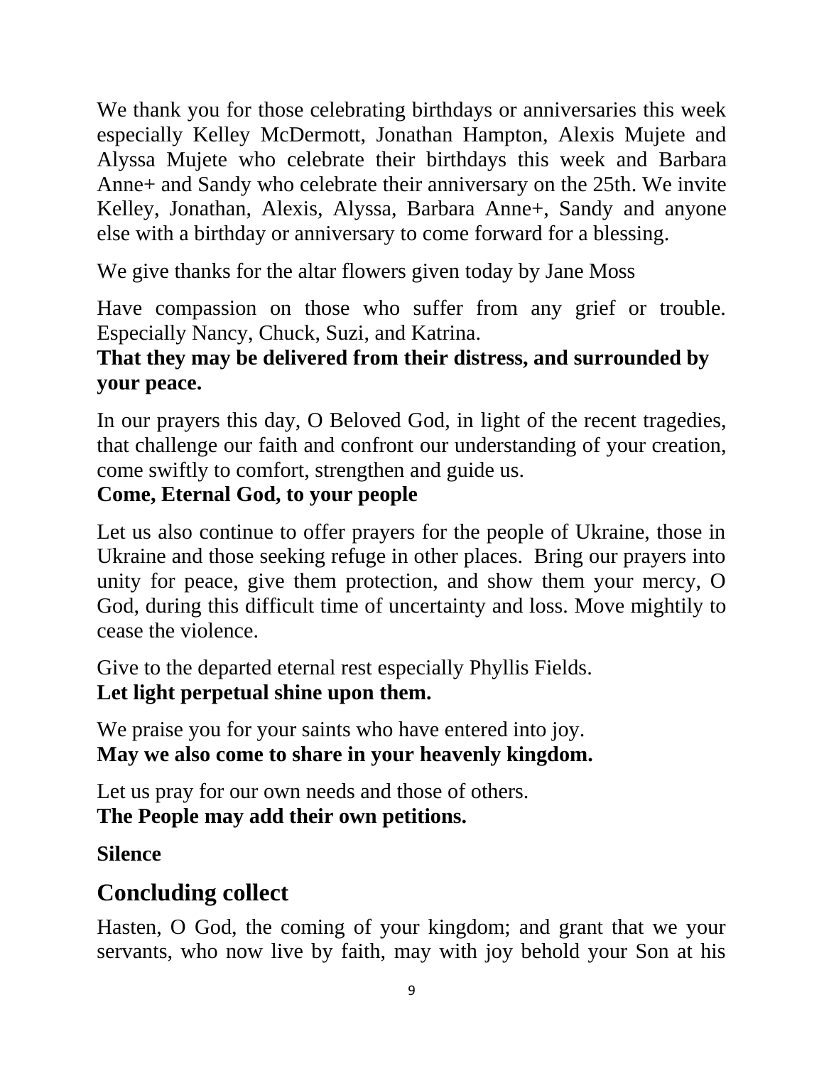We thank you for those celebrating birthdays or anniversaries this week especially Kelley McDermott, Jonathan Hampton, Alexis Mujete and Alyssa Mujete who celebrate their birthdays this week and Barbara Anne+ and Sandy who celebrate their anniversary on the 25th. We invite Kelley, Jonathan, Alexis, Alyssa, Barbara Anne+, Sandy and anyone else with a birthday or anniversary to come forward for a blessing.

We give thanks for the altar flowers given today by Jane Moss

Have compassion on those who suffer from any grief or trouble. Especially Nancy, Chuck, Suzi, and Katrina.
**That they may be delivered from their distress, and surrounded by your peace.**

In our prayers this day, O Beloved God, in light of the recent tragedies, that challenge our faith and confront our understanding of your creation, come swiftly to comfort, strengthen and guide us.
**Come, Eternal God, to your people**

Let us also continue to offer prayers for the people of Ukraine, those in Ukraine and those seeking refuge in other places. Bring our prayers into unity for peace, give them protection, and show them your mercy, O God, during this difficult time of uncertainty and loss. Move mightily to cease the violence.

Give to the departed eternal rest especially Phyllis Fields.
**Let light perpetual shine upon them.**

We praise you for your saints who have entered into joy.
**May we also come to share in your heavenly kingdom.**

Let us pray for our own needs and those of others.
**The People may add their own petitions.**

**Silence**

## Concluding collect

Hasten, O God, the coming of your kingdom; and grant that we your servants, who now live by faith, may with joy behold your Son at his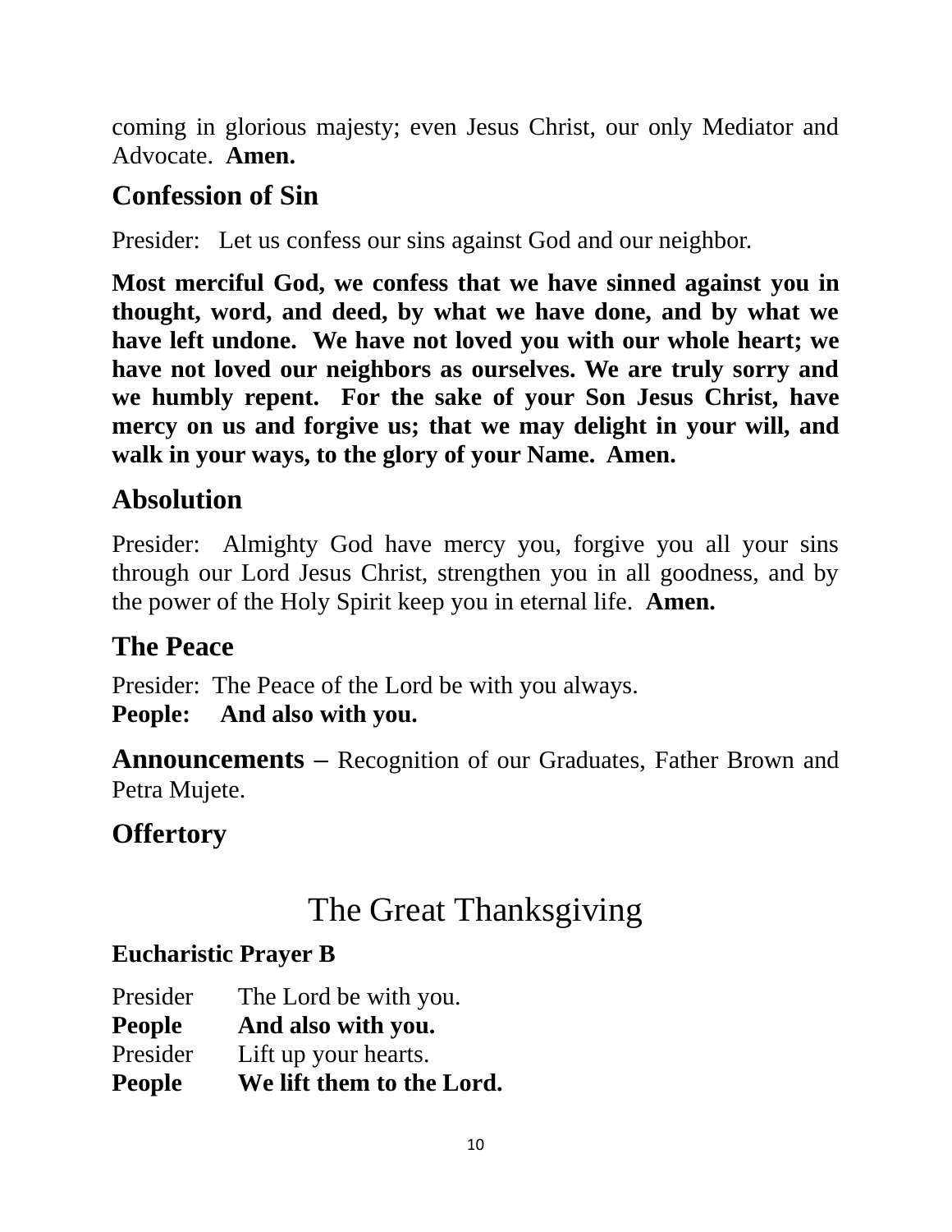coming in glorious majesty; even Jesus Christ, our only Mediator and Advocate. **Amen.**

## Confession of Sin

Presider: Let us confess our sins against God and our neighbor.

**Most merciful God, we confess that we have sinned against you in thought, word, and deed, by what we have done, and by what we have left undone. We have not loved you with our whole heart; we have not loved our neighbors as ourselves. We are truly sorry and we humbly repent. For the sake of your Son Jesus Christ, have mercy on us and forgive us; that we may delight in your will, and walk in your ways, to the glory of your Name. Amen.**

## Absolution

Presider: Almighty God have mercy you, forgive you all your sins through our Lord Jesus Christ, strengthen you in all goodness, and by the power of the Holy Spirit keep you in eternal life. **Amen.**

## The Peace

Presider: The Peace of the Lord be with you always.
**People: And also with you.**

**Announcements –** Recognition of our Graduates, Father Brown and Petra Mujete.

## Offertory

# The Great Thanksgiving

**Eucharistic Prayer B**

Presider The Lord be with you.
**People And also with you.**
Presider Lift up your hearts.
**People We lift them to the Lord.**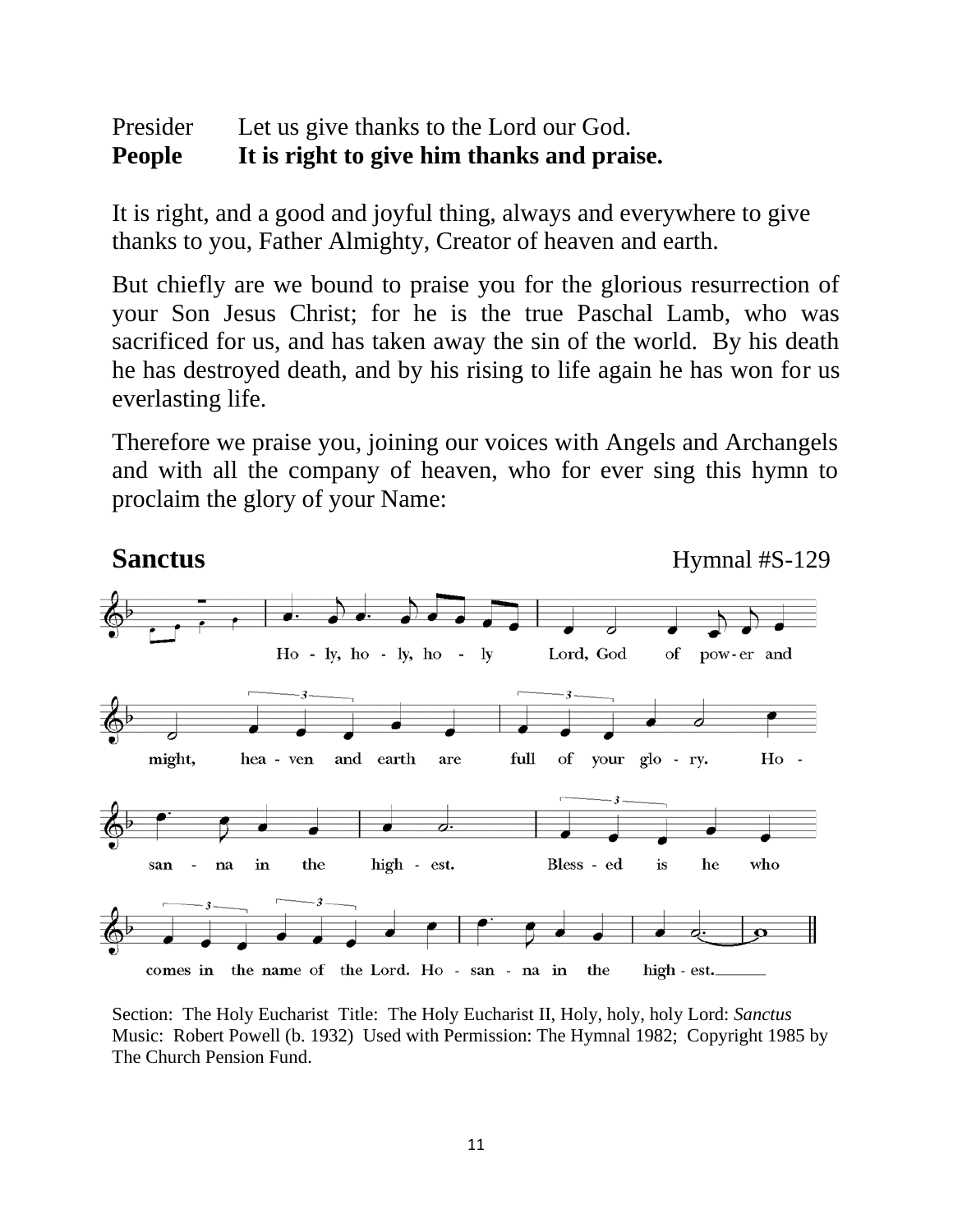Presider Let us give thanks to the Lord our God.
**People It is right to give him thanks and praise.**

It is right, and a good and joyful thing, always and everywhere to give thanks to you, Father Almighty, Creator of heaven and earth.

But chiefly are we bound to praise you for the glorious resurrection of your Son Jesus Christ; for he is the true Paschal Lamb, who was sacrificed for us, and has taken away the sin of the world. By his death he has destroyed death, and by his rising to life again he has won for us everlasting life.

Therefore we praise you, joining our voices with Angels and Archangels and with all the company of heaven, who for ever sing this hymn to proclaim the glory of your Name:

**Sanctus** Hymnal #S-129

Holy, holy, holy Lord, God of power and might, heaven and earth are full of your glory. Hosanna in the highest. Blessed is he who comes in the name of the Lord. Hosanna in the highest.

Section: The Holy Eucharist Title: The Holy Eucharist II, Holy, holy, holy Lord: *Sanctus* Music: Robert Powell (b. 1932) Used with Permission: The Hymnal 1982; Copyright 1985 by The Church Pension Fund.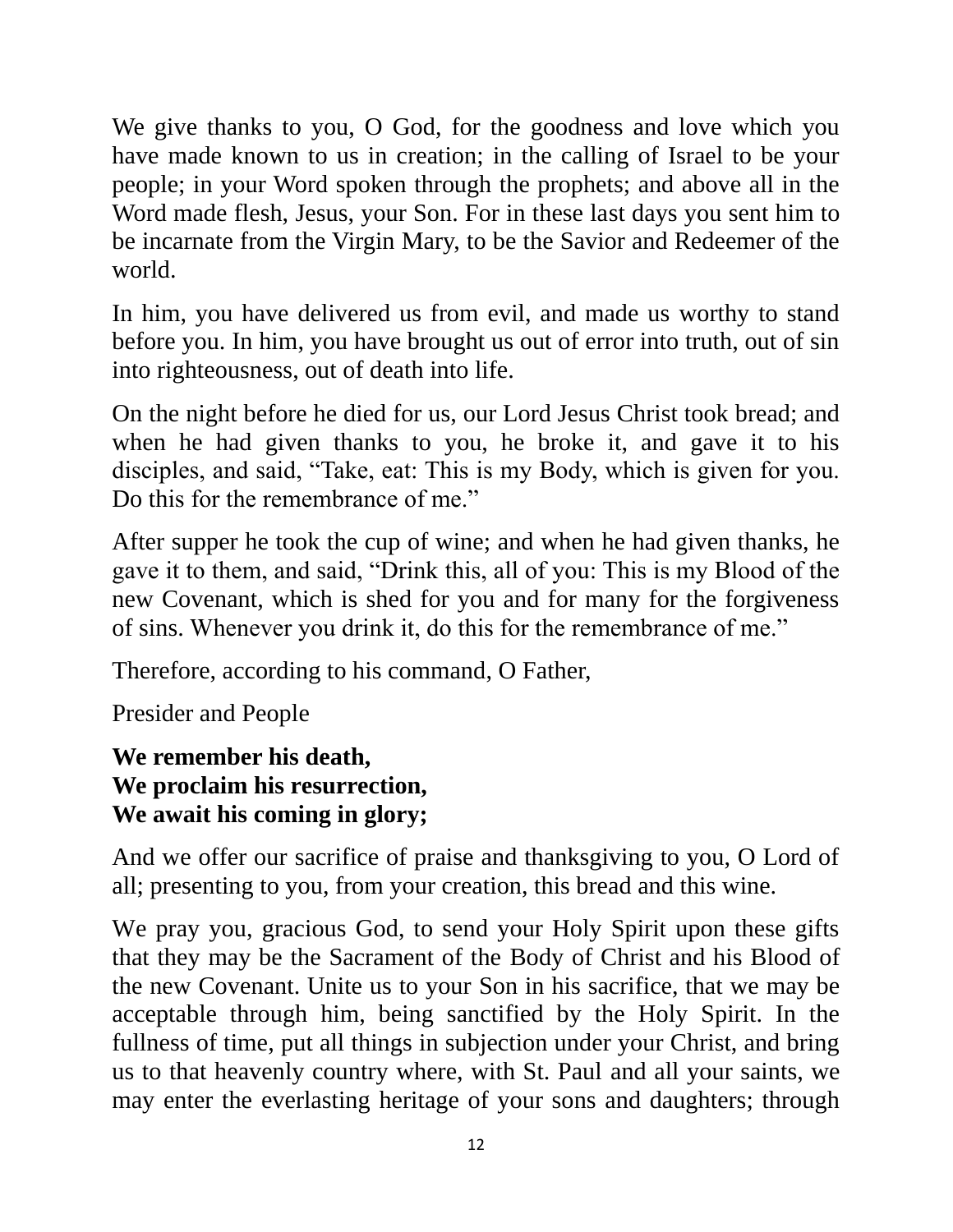We give thanks to you, O God, for the goodness and love which you have made known to us in creation; in the calling of Israel to be your people; in your Word spoken through the prophets; and above all in the Word made flesh, Jesus, your Son. For in these last days you sent him to be incarnate from the Virgin Mary, to be the Savior and Redeemer of the world.

In him, you have delivered us from evil, and made us worthy to stand before you. In him, you have brought us out of error into truth, out of sin into righteousness, out of death into life.

On the night before he died for us, our Lord Jesus Christ took bread; and when he had given thanks to you, he broke it, and gave it to his disciples, and said, "Take, eat: This is my Body, which is given for you. Do this for the remembrance of me."

After supper he took the cup of wine; and when he had given thanks, he gave it to them, and said, "Drink this, all of you: This is my Blood of the new Covenant, which is shed for you and for many for the forgiveness of sins. Whenever you drink it, do this for the remembrance of me."

Therefore, according to his command, O Father,

Presider and People

**We remember his death,**
**We proclaim his resurrection,**
**We await his coming in glory;**

And we offer our sacrifice of praise and thanksgiving to you, O Lord of all; presenting to you, from your creation, this bread and this wine.

We pray you, gracious God, to send your Holy Spirit upon these gifts that they may be the Sacrament of the Body of Christ and his Blood of the new Covenant. Unite us to your Son in his sacrifice, that we may be acceptable through him, being sanctified by the Holy Spirit. In the fullness of time, put all things in subjection under your Christ, and bring us to that heavenly country where, with St. Paul and all your saints, we may enter the everlasting heritage of your sons and daughters; through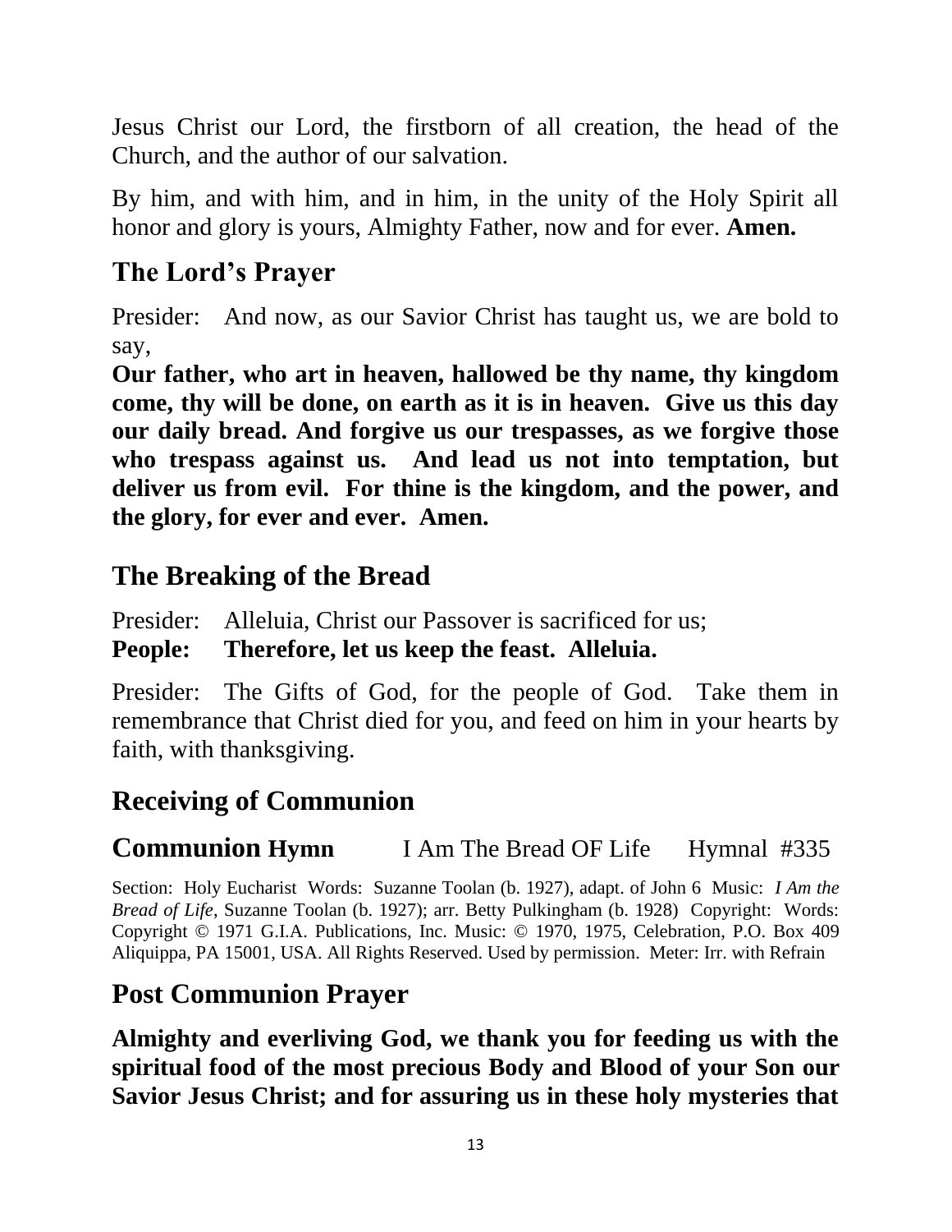Jesus Christ our Lord, the firstborn of all creation, the head of the Church, and the author of our salvation.

By him, and with him, and in him, in the unity of the Holy Spirit all honor and glory is yours, Almighty Father, now and for ever. **Amen.**

## The Lord's Prayer

Presider: And now, as our Savior Christ has taught us, we are bold to say,

**Our father, who art in heaven, hallowed be thy name, thy kingdom come, thy will be done, on earth as it is in heaven. Give us this day our daily bread. And forgive us our trespasses, as we forgive those who trespass against us. And lead us not into temptation, but deliver us from evil. For thine is the kingdom, and the power, and the glory, for ever and ever. Amen.**

## The Breaking of the Bread

Presider: Alleluia, Christ our Passover is sacrificed for us;

**People: Therefore, let us keep the feast. Alleluia.**

Presider: The Gifts of God, for the people of God. Take them in remembrance that Christ died for you, and feed on him in your hearts by faith, with thanksgiving.

## Receiving of Communion

## Communion Hymn I Am The Bread OF Life Hymnal #335

Section: Holy Eucharist Words: Suzanne Toolan (b. 1927), adapt. of John 6 Music: *I Am the Bread of Life*, Suzanne Toolan (b. 1927); arr. Betty Pulkingham (b. 1928) Copyright: Words: Copyright © 1971 G.I.A. Publications, Inc. Music: © 1970, 1975, Celebration, P.O. Box 409 Aliquippa, PA 15001, USA. All Rights Reserved. Used by permission. Meter: Irr. with Refrain

## Post Communion Prayer

**Almighty and everliving God, we thank you for feeding us with the spiritual food of the most precious Body and Blood of your Son our Savior Jesus Christ; and for assuring us in these holy mysteries that**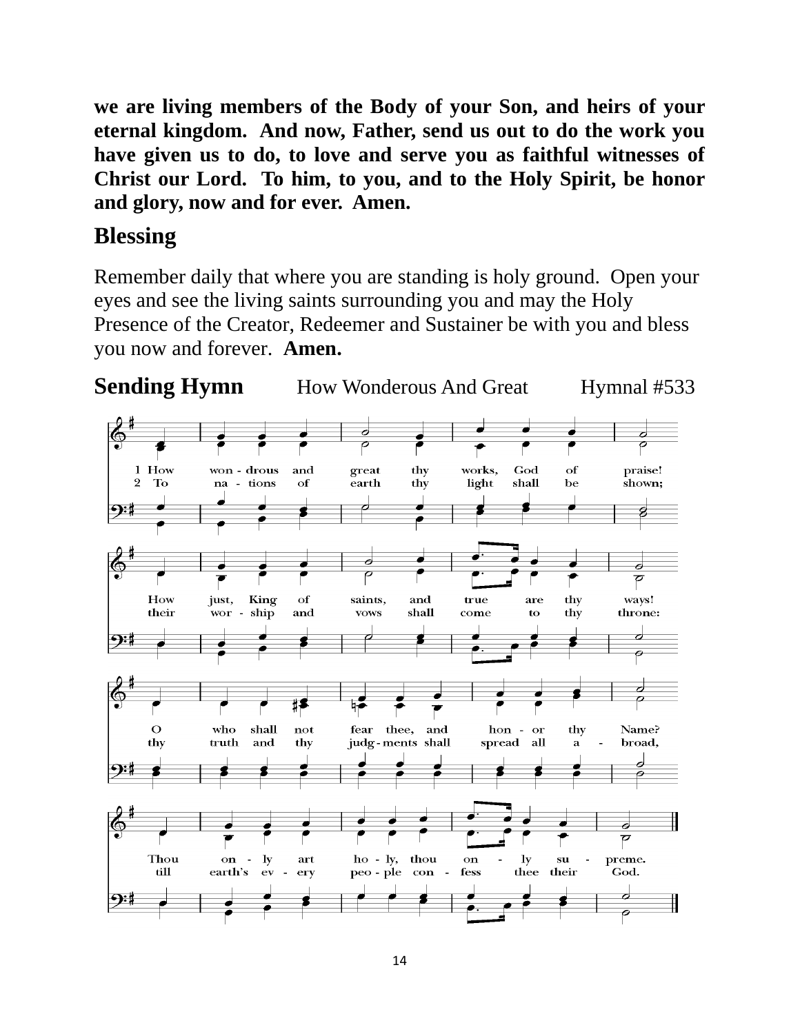**we are living members of the Body of your Son, and heirs of your eternal kingdom. And now, Father, send us out to do the work you have given us to do, to love and serve you as faithful witnesses of Christ our Lord. To him, to you, and to the Holy Spirit, be honor and glory, now and for ever. Amen.**

## Blessing

Remember daily that where you are standing is holy ground. Open your eyes and see the living saints surrounding you and may the Holy Presence of the Creator, Redeemer and Sustainer be with you and bless you now and forever. **Amen.**

## Sending Hymn How Wonderous And Great Hymnal #533

1 How wondrous and great thy works, God of praise!
How just, King of saints, and true are thy ways!
O who shall not fear thee, and honor thy Name?
Thou only art holy, thou only supreme.

2 To nations of earth thy light shall be shown;
their worship and vows shall come to thy throne:
thy truth and thy judgments shall spread all abroad,
till earth's every people confess thee their God.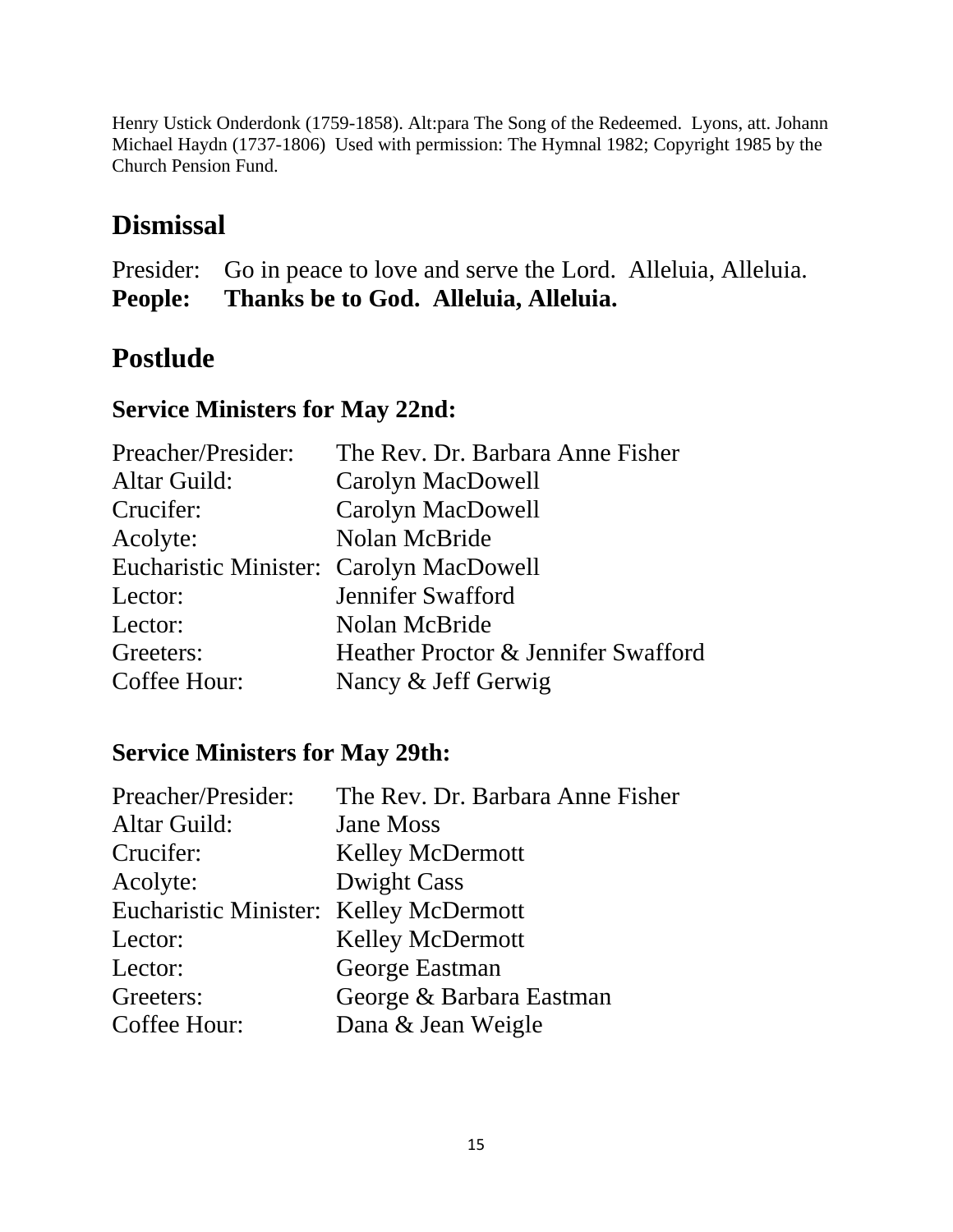Henry Ustick Onderdonk (1759-1858). Alt:para The Song of the Redeemed. Lyons, att. Johann Michael Haydn (1737-1806) Used with permission: The Hymnal 1982; Copyright 1985 by the Church Pension Fund.

## Dismissal

Presider: Go in peace to love and serve the Lord. Alleluia, Alleluia.
**People: Thanks be to God. Alleluia, Alleluia.**

## Postlude

### Service Ministers for May 22nd:

Preacher/Presider: The Rev. Dr. Barbara Anne Fisher
Altar Guild: Carolyn MacDowell
Crucifer: Carolyn MacDowell
Acolyte: Nolan McBride
Eucharistic Minister: Carolyn MacDowell
Lector: Jennifer Swafford
Lector: Nolan McBride
Greeters: Heather Proctor & Jennifer Swafford
Coffee Hour: Nancy & Jeff Gerwig

### Service Ministers for May 29th:

Preacher/Presider: The Rev. Dr. Barbara Anne Fisher
Altar Guild: Jane Moss
Crucifer: Kelley McDermott
Acolyte: Dwight Cass
Eucharistic Minister: Kelley McDermott
Lector: Kelley McDermott
Lector: George Eastman
Greeters: George & Barbara Eastman
Coffee Hour: Dana & Jean Weigle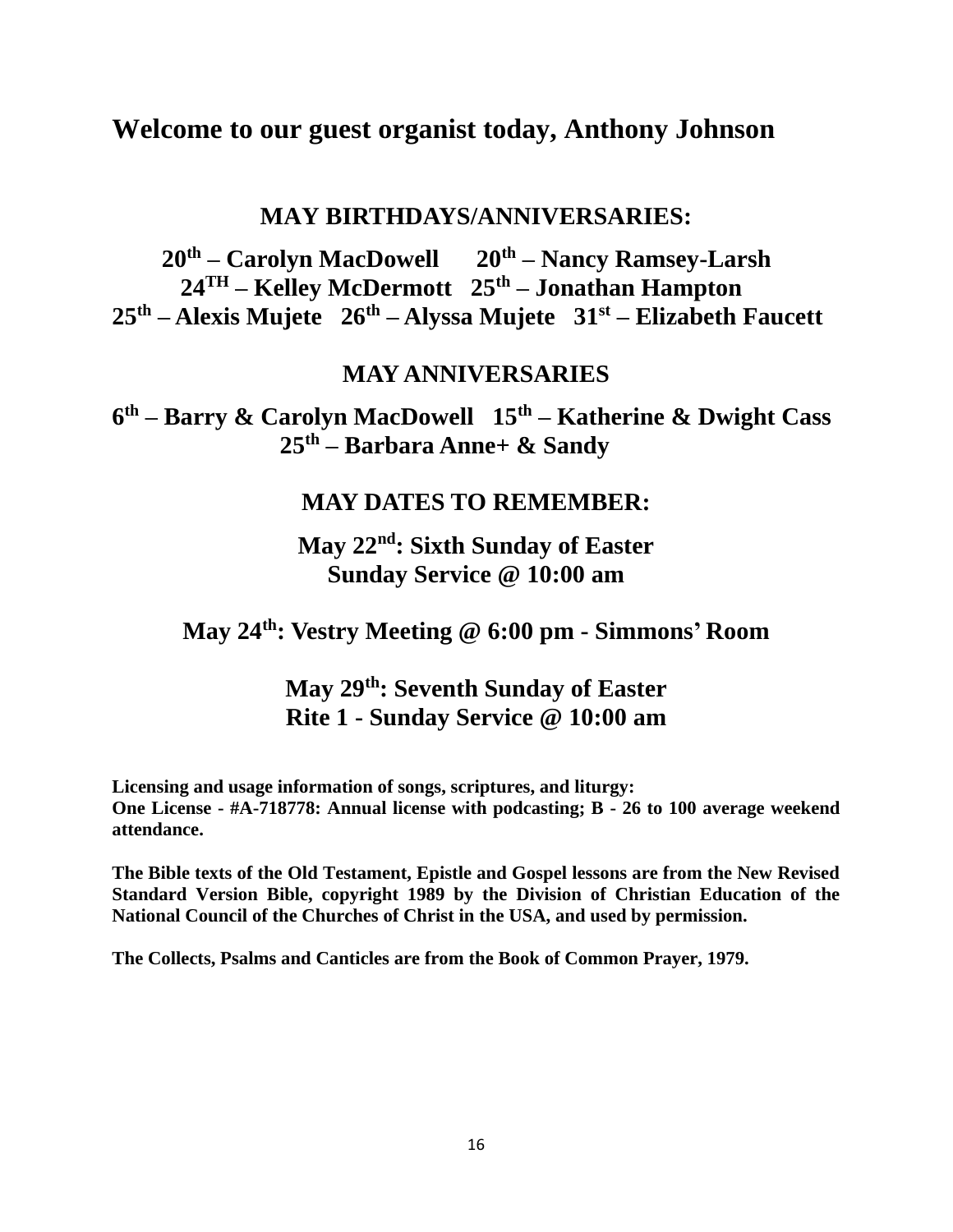# Welcome to our guest organist today, Anthony Johnson

## MAY BIRTHDAYS/ANNIVERSARIES:

**20th – Carolyn MacDowell 20th – Nancy Ramsey-Larsh**
**24TH – Kelley McDermott 25th – Jonathan Hampton**
**25th – Alexis Mujete 26th – Alyssa Mujete 31st – Elizabeth Faucett**

## MAY ANNIVERSARIES

**6th – Barry & Carolyn MacDowell 15th – Katherine & Dwight Cass**
**25th – Barbara Anne+ & Sandy**

## MAY DATES TO REMEMBER:

**May 22nd: Sixth Sunday of Easter**
**Sunday Service @ 10:00 am**

**May 24th: Vestry Meeting @ 6:00 pm - Simmons' Room**

**May 29th: Seventh Sunday of Easter**
**Rite 1 - Sunday Service @ 10:00 am**

**Licensing and usage information of songs, scriptures, and liturgy:**
**One License - #A-718778: Annual license with podcasting; B - 26 to 100 average weekend attendance.**

**The Bible texts of the Old Testament, Epistle and Gospel lessons are from the New Revised Standard Version Bible, copyright 1989 by the Division of Christian Education of the National Council of the Churches of Christ in the USA, and used by permission.**

**The Collects, Psalms and Canticles are from the Book of Common Prayer, 1979.**